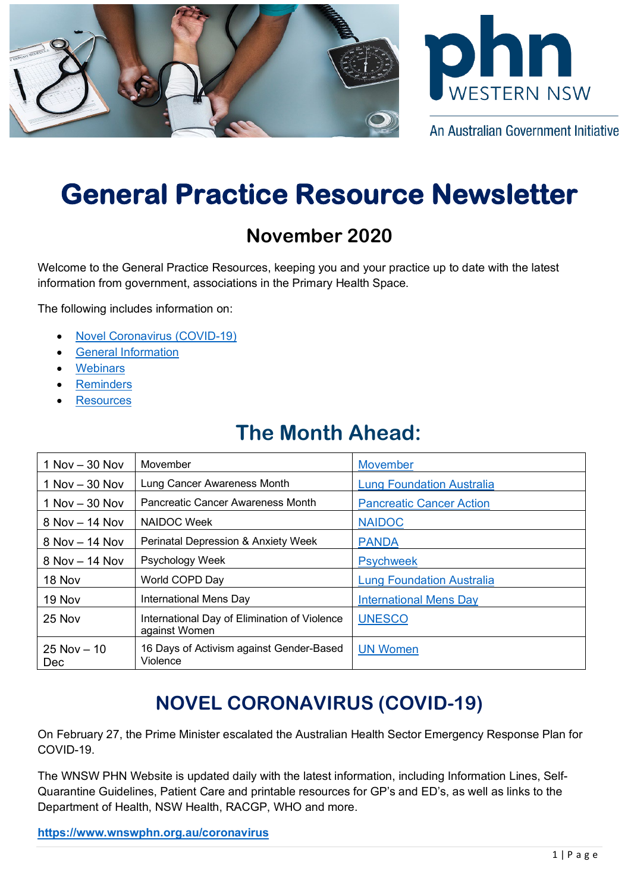phn WESTERN NSW

An Australian Government Initiative

# General Practice Resource Newsletter

## November 2020

Welcome to the General Practice Resources, keeping you and your practice up to date with the latest information from government, associations in the Primary Health Space.

The following includes information on:

- Novel Coronavirus (COVID-19)
- General Information
- Webinars
- Reminders
- Resources

## The Month Ahead:

| | | |
|---|---|---|
| 1 Nov – 30 Nov | Movember | Movember |
| 1 Nov – 30 Nov | Lung Cancer Awareness Month | Lung Foundation Australia |
| 1 Nov – 30 Nov | Pancreatic Cancer Awareness Month | Pancreatic Cancer Action |
| 8 Nov – 14 Nov | NAIDOC Week | NAIDOC |
| 8 Nov – 14 Nov | Perinatal Depression & Anxiety Week | PANDA |
| 8 Nov – 14 Nov | Psychology Week | Psychweek |
| 18 Nov | World COPD Day | Lung Foundation Australia |
| 19 Nov | International Mens Day | International Mens Day |
| 25 Nov | International Day of Elimination of Violence against Women | UNESCO |
| 25 Nov – 10 Dec | 16 Days of Activism against Gender-Based Violence | UN Women |

## NOVEL CORONAVIRUS (COVID-19)

On February 27, the Prime Minister escalated the Australian Health Sector Emergency Response Plan for COVID-19.

The WNSW PHN Website is updated daily with the latest information, including Information Lines, Self-Quarantine Guidelines, Patient Care and printable resources for GP's and ED's, as well as links to the Department of Health, NSW Health, RACGP, WHO and more.

**https://www.wnswphn.org.au/coronavirus**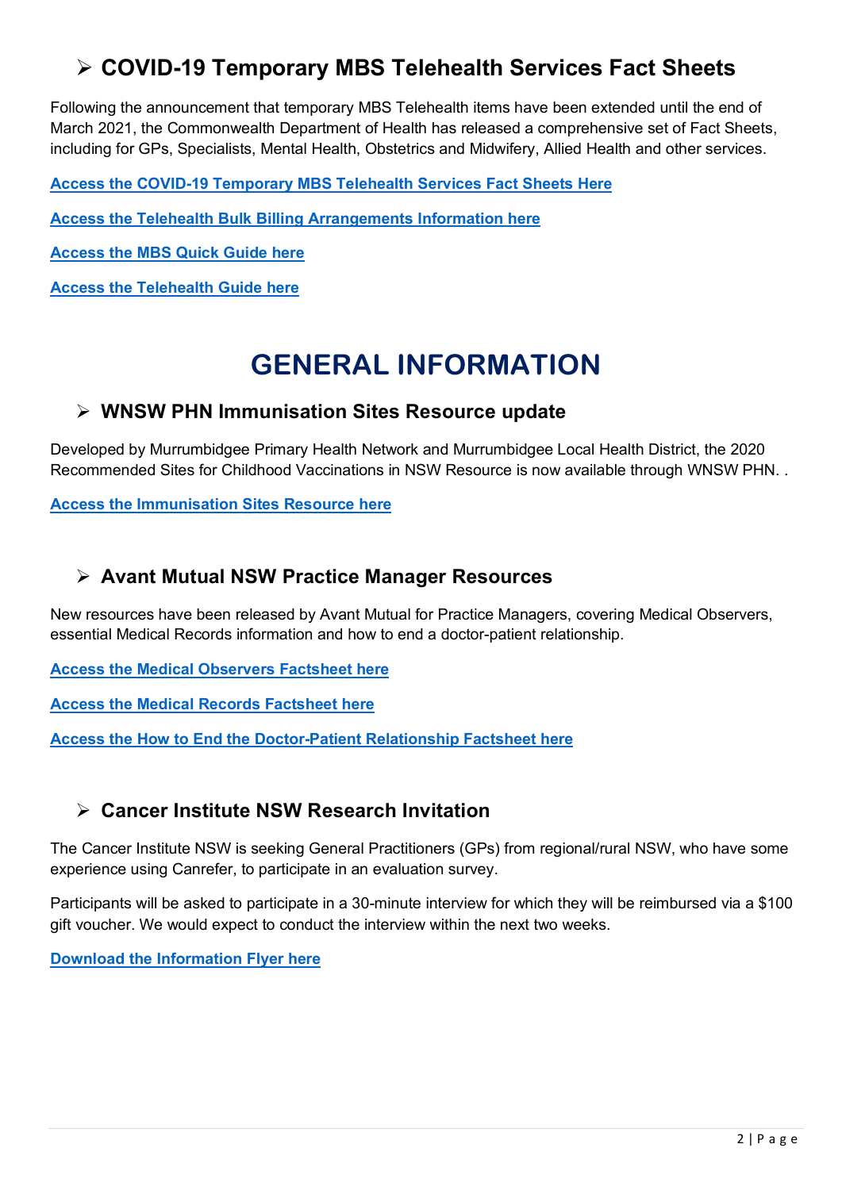## ➢ COVID-19 Temporary MBS Telehealth Services Fact Sheets

Following the announcement that temporary MBS Telehealth items have been extended until the end of March 2021, the Commonwealth Department of Health has released a comprehensive set of Fact Sheets, including for GPs, Specialists, Mental Health, Obstetrics and Midwifery, Allied Health and other services.

**Access the COVID-19 Temporary MBS Telehealth Services Fact Sheets Here**

**Access the Telehealth Bulk Billing Arrangements Information here**

**Access the MBS Quick Guide here**

**Access the Telehealth Guide here**

# GENERAL INFORMATION

## ➢ WNSW PHN Immunisation Sites Resource update

Developed by Murrumbidgee Primary Health Network and Murrumbidgee Local Health District, the 2020 Recommended Sites for Childhood Vaccinations in NSW Resource is now available through WNSW PHN. .

**Access the Immunisation Sites Resource here**

## ➢ Avant Mutual NSW Practice Manager Resources

New resources have been released by Avant Mutual for Practice Managers, covering Medical Observers, essential Medical Records information and how to end a doctor-patient relationship.

**Access the Medical Observers Factsheet here**

**Access the Medical Records Factsheet here**

**Access the How to End the Doctor-Patient Relationship Factsheet here**

## ➢ Cancer Institute NSW Research Invitation

The Cancer Institute NSW is seeking General Practitioners (GPs) from regional/rural NSW, who have some experience using Canrefer, to participate in an evaluation survey.

Participants will be asked to participate in a 30-minute interview for which they will be reimbursed via a $100 gift voucher. We would expect to conduct the interview within the next two weeks.

**Download the Information Flyer here**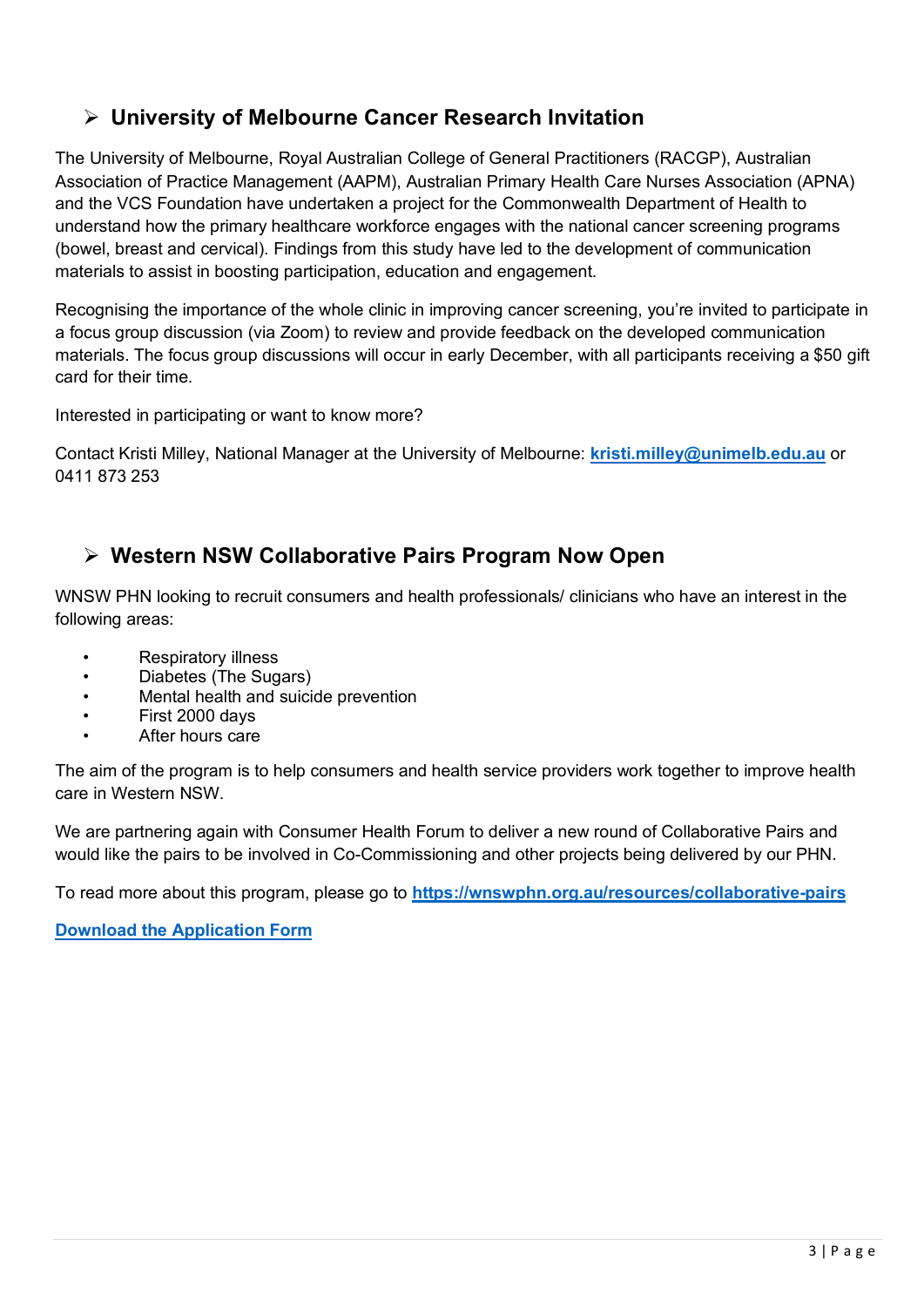## ➢ University of Melbourne Cancer Research Invitation

The University of Melbourne, Royal Australian College of General Practitioners (RACGP), Australian Association of Practice Management (AAPM), Australian Primary Health Care Nurses Association (APNA) and the VCS Foundation have undertaken a project for the Commonwealth Department of Health to understand how the primary healthcare workforce engages with the national cancer screening programs (bowel, breast and cervical). Findings from this study have led to the development of communication materials to assist in boosting participation, education and engagement.

Recognising the importance of the whole clinic in improving cancer screening, you're invited to participate in a focus group discussion (via Zoom) to review and provide feedback on the developed communication materials. The focus group discussions will occur in early December, with all participants receiving a $50 gift card for their time.

Interested in participating or want to know more?

Contact Kristi Milley, National Manager at the University of Melbourne: **kristi.milley@unimelb.edu.au** or 0411 873 253

## ➢ Western NSW Collaborative Pairs Program Now Open

WNSW PHN looking to recruit consumers and health professionals/ clinicians who have an interest in the following areas:

- Respiratory illness
- Diabetes (The Sugars)
- Mental health and suicide prevention
- First 2000 days
- After hours care

The aim of the program is to help consumers and health service providers work together to improve health care in Western NSW.

We are partnering again with Consumer Health Forum to deliver a new round of Collaborative Pairs and would like the pairs to be involved in Co-Commissioning and other projects being delivered by our PHN.

To read more about this program, please go to **https://wnswphn.org.au/resources/collaborative-pairs**

**Download the Application Form**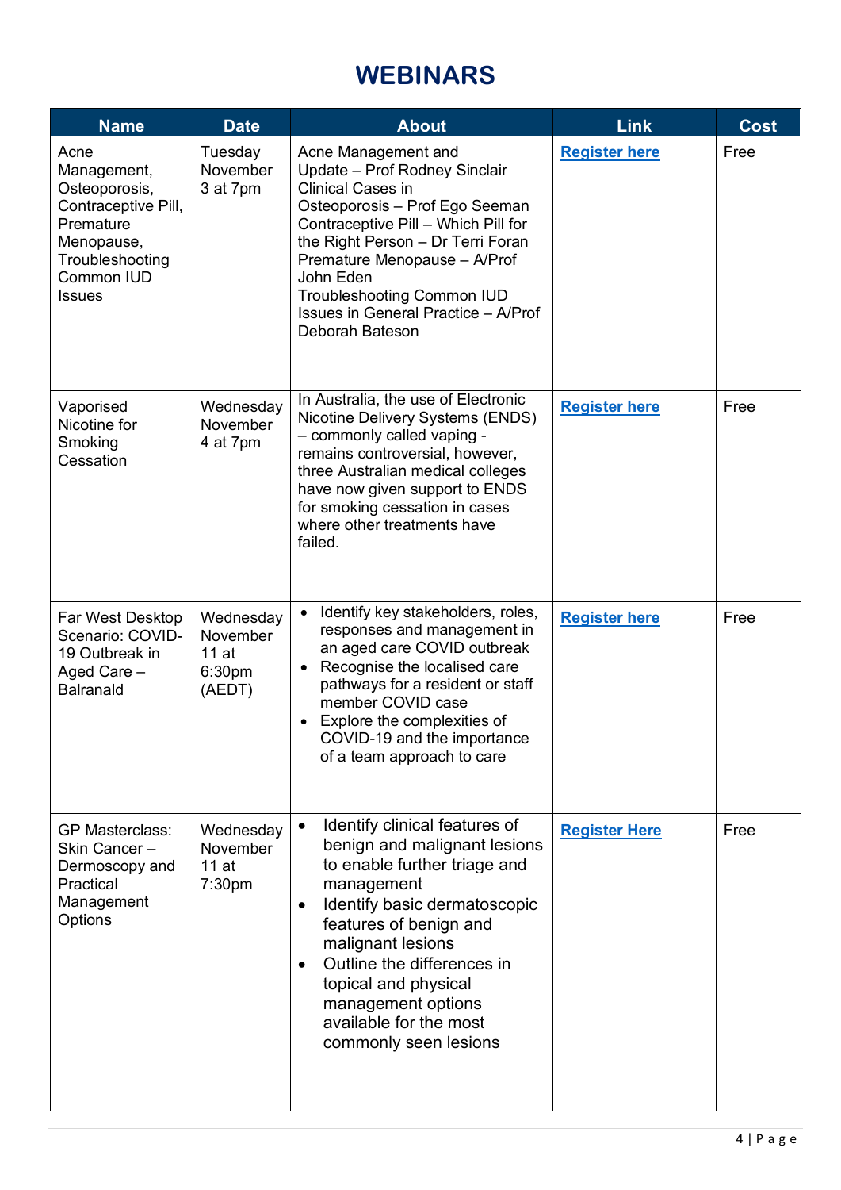# WEBINARS

| Name | Date | About | Link | Cost |
|---|---|---|---|---|
| Acne Management, Osteoporosis, Contraceptive Pill, Premature Menopause, Troubleshooting Common IUD Issues | Tuesday November 3 at 7pm | Acne Management and Update – Prof Rodney Sinclair<br>Clinical Cases in Osteoporosis – Prof Ego Seeman<br>Contraceptive Pill – Which Pill for the Right Person – Dr Terri Foran<br>Premature Menopause – A/Prof John Eden<br>Troubleshooting Common IUD Issues in General Practice – A/Prof Deborah Bateson | **Register here** | Free |
| Vaporised Nicotine for Smoking Cessation | Wednesday November 4 at 7pm | In Australia, the use of Electronic Nicotine Delivery Systems (ENDS) – commonly called vaping - remains controversial, however, three Australian medical colleges have now given support to ENDS for smoking cessation in cases where other treatments have failed. | **Register here** | Free |
| Far West Desktop Scenario: COVID-19 Outbreak in Aged Care – Balranald | Wednesday November 11 at 6:30pm (AEDT) | • Identify key stakeholders, roles, responses and management in an aged care COVID outbreak<br>• Recognise the localised care pathways for a resident or staff member COVID case<br>• Explore the complexities of COVID-19 and the importance of a team approach to care | **Register here** | Free |
| GP Masterclass: Skin Cancer – Dermoscopy and Practical Management Options | Wednesday November 11 at 7:30pm | • Identify clinical features of benign and malignant lesions to enable further triage and management<br>• Identify basic dermatoscopic features of benign and malignant lesions<br>• Outline the differences in topical and physical management options available for the most commonly seen lesions | **Register Here** | Free |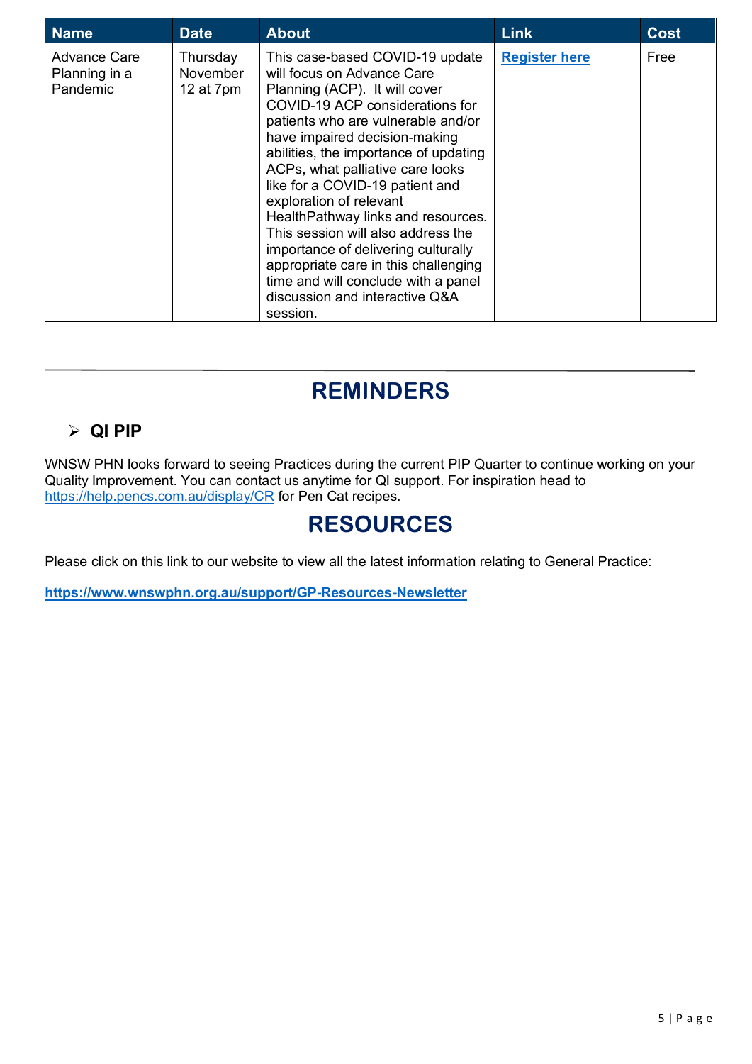| Name | Date | About | Link | Cost |
|---|---|---|---|---|
| Advance Care Planning in a Pandemic | Thursday November 12 at 7pm | This case-based COVID-19 update will focus on Advance Care Planning (ACP). It will cover COVID-19 ACP considerations for patients who are vulnerable and/or have impaired decision-making abilities, the importance of updating ACPs, what palliative care looks like for a COVID-19 patient and exploration of relevant HealthPathway links and resources. This session will also address the importance of delivering culturally appropriate care in this challenging time and will conclude with a panel discussion and interactive Q&A session. | **Register here** | Free |

---

# REMINDERS

## ➢ QI PIP

WNSW PHN looks forward to seeing Practices during the current PIP Quarter to continue working on your Quality Improvement. You can contact us anytime for QI support. For inspiration head to https://help.pencs.com.au/display/CR for Pen Cat recipes.

# RESOURCES

Please click on this link to our website to view all the latest information relating to General Practice:

**https://www.wnswphn.org.au/support/GP-Resources-Newsletter**